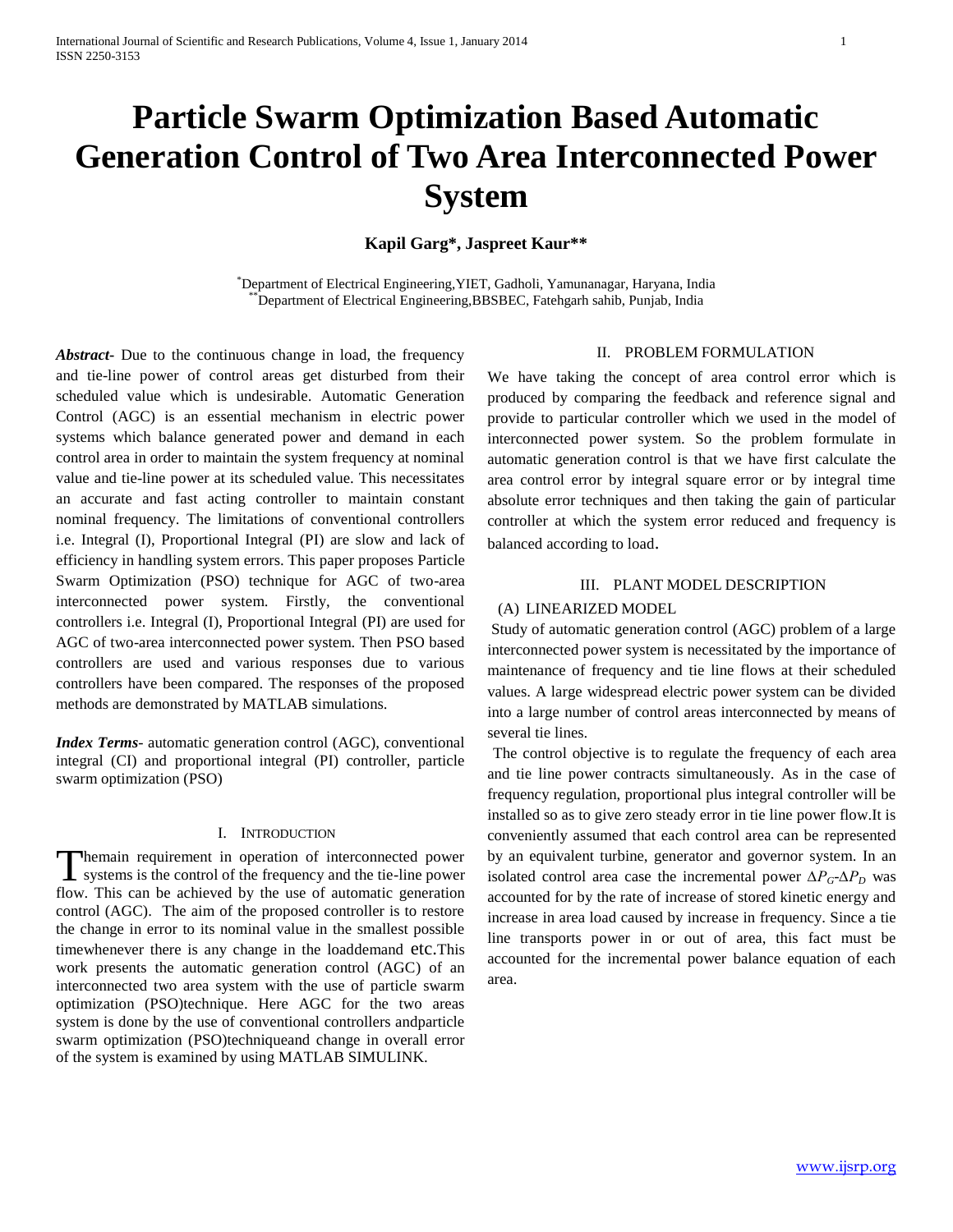# Particle Swarm Optimization Based Automatic Generation Control of Two Area Interconnected Power System

**Kapil Garg\*, Jaspreet Kaur\*\***

\*Department of Electrical Engineering,YIET, Gadholi, Yamunanagar, Haryana, India
\*\*Department of Electrical Engineering,BBSBEC, Fatehgarh sahib, Punjab, India

***Abstract***- Due to the continuous change in load, the frequency and tie-line power of control areas get disturbed from their scheduled value which is undesirable. Automatic Generation Control (AGC) is an essential mechanism in electric power systems which balance generated power and demand in each control area in order to maintain the system frequency at nominal value and tie-line power at its scheduled value. This necessitates an accurate and fast acting controller to maintain constant nominal frequency. The limitations of conventional controllers i.e. Integral (I), Proportional Integral (PI) are slow and lack of efficiency in handling system errors. This paper proposes Particle Swarm Optimization (PSO) technique for AGC of two-area interconnected power system. Firstly, the conventional controllers i.e. Integral (I), Proportional Integral (PI) are used for AGC of two-area interconnected power system. Then PSO based controllers are used and various responses due to various controllers have been compared. The responses of the proposed methods are demonstrated by MATLAB simulations.

***Index Terms***- automatic generation control (AGC), conventional integral (CI) and proportional integral (PI) controller, particle swarm optimization (PSO)

## I. Introduction

Themain requirement in operation of interconnected power systems is the control of the frequency and the tie-line power flow. This can be achieved by the use of automatic generation control (AGC). The aim of the proposed controller is to restore the change in error to its nominal value in the smallest possible timewhenever there is any change in the loaddemand etc.This work presents the automatic generation control (AGC) of an interconnected two area system with the use of particle swarm optimization (PSO)technique. Here AGC for the two areas system is done by the use of conventional controllers andparticle swarm optimization (PSO)techniqueand change in overall error of the system is examined by using MATLAB SIMULINK.

## II. Problem Formulation

We have taking the concept of area control error which is produced by comparing the feedback and reference signal and provide to particular controller which we used in the model of interconnected power system. So the problem formulate in automatic generation control is that we have first calculate the area control error by integral square error or by integral time absolute error techniques and then taking the gain of particular controller at which the system error reduced and frequency is balanced according to load.

## III. Plant Model Description

### (A) LINEARIZED MODEL

Study of automatic generation control (AGC) problem of a large interconnected power system is necessitated by the importance of maintenance of frequency and tie line flows at their scheduled values. A large widespread electric power system can be divided into a large number of control areas interconnected by means of several tie lines.

The control objective is to regulate the frequency of each area and tie line power contracts simultaneously. As in the case of frequency regulation, proportional plus integral controller will be installed so as to give zero steady error in tie line power flow.It is conveniently assumed that each control area can be represented by an equivalent turbine, generator and governor system. In an isolated control area case the incremental power $\Delta P_G$-$\Delta P_D$ was accounted for by the rate of increase of stored kinetic energy and increase in area load caused by increase in frequency. Since a tie line transports power in or out of area, this fact must be accounted for the incremental power balance equation of each area.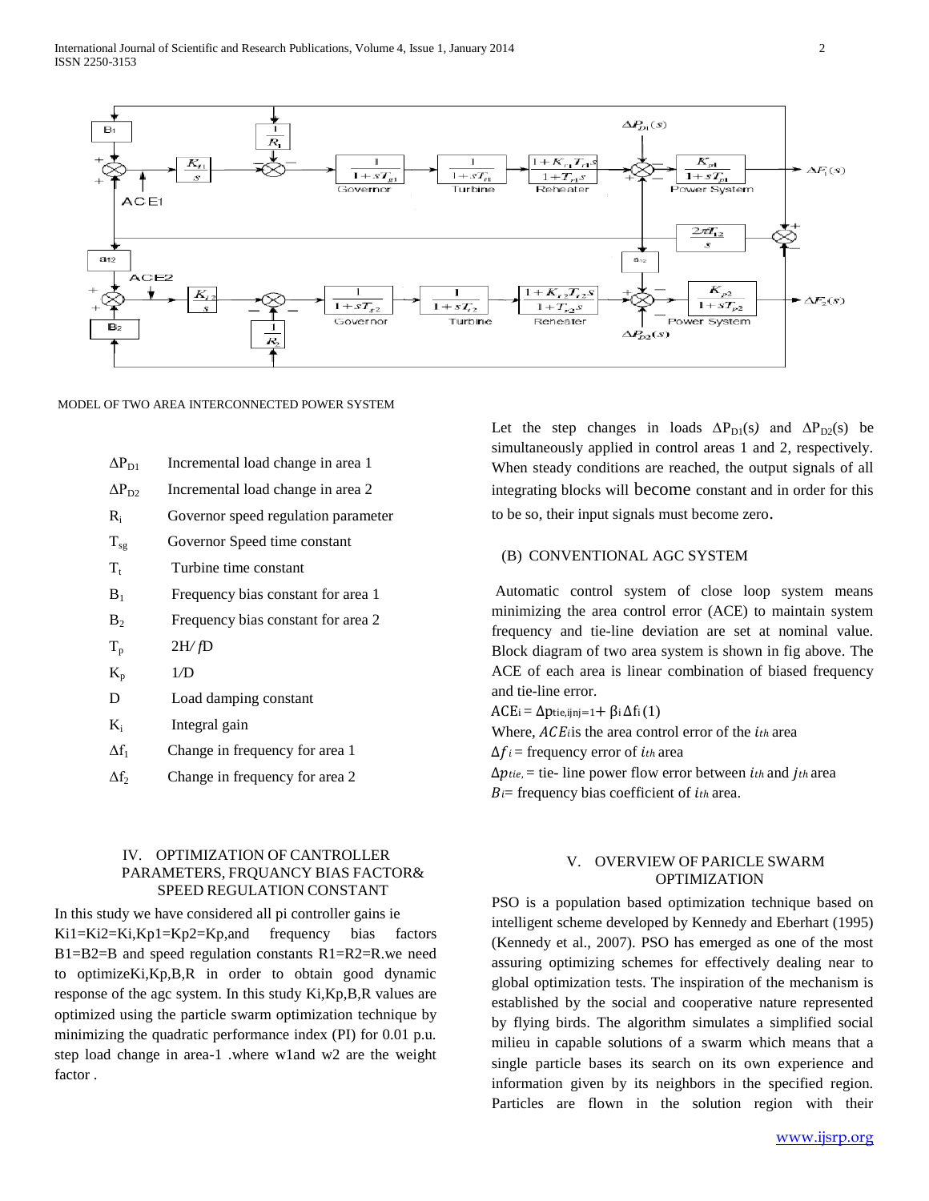MODEL OF TWO AREA INTERCONNECTED POWER SYSTEM

| | |
|---|---|
| $\Delta P_{D1}$ | Incremental load change in area 1 |
| $\Delta P_{D2}$ | Incremental load change in area 2 |
| $R_i$ | Governor speed regulation parameter |
| $T_{sg}$ | Governor Speed time constant |
| $T_t$ | Turbine time constant |
| $B_1$ | Frequency bias constant for area 1 |
| $B_2$ | Frequency bias constant for area 2 |
| $T_p$ | 2H/ *f*D |
| $K_p$ | 1/D |
| D | Load damping constant |
| $K_i$ | Integral gain |
| $\Delta f_1$ | Change in frequency for area 1 |
| $\Delta f_2$ | Change in frequency for area 2 |

Let the step changes in loads $\Delta P_{D1}(s)$ and $\Delta P_{D2}(s)$ be simultaneously applied in control areas 1 and 2, respectively. When steady conditions are reached, the output signals of all integrating blocks will become constant and in order for this to be so, their input signals must become zero.

### (B) CONVENTIONAL AGC SYSTEM

Automatic control system of close loop system means minimizing the area control error (ACE) to maintain system frequency and tie-line deviation are set at nominal value. Block diagram of two area system is shown in fig above. The ACE of each area is linear combination of biased frequency and tie-line error.

$ACE_i = \Delta p_{tie,ijnj=1} + \beta_i \Delta f_i$ (1)

Where, $ACE_i$ is the area control error of the $i_{th}$ area

$\Delta f_i$ = frequency error of $i_{th}$ area

$\Delta p_{tie,}$ = tie- line power flow error between $i_{th}$ and $j_{th}$ area

$B_i$ = frequency bias coefficient of $i_{th}$ area.

## IV. OPTIMIZATION OF CANTROLLER PARAMETERS, FRQUANCY BIAS FACTOR& SPEED REGULATION CONSTANT

In this study we have considered all pi controller gains ie Ki1=Ki2=Ki,Kp1=Kp2=Kp,and frequency bias factors B1=B2=B and speed regulation constants R1=R2=R.we need to optimizeKi,Kp,B,R in order to obtain good dynamic response of the agc system. In this study Ki,Kp,B,R values are optimized using the particle swarm optimization technique by minimizing the quadratic performance index (PI) for 0.01 p.u. step load change in area-1 .where w1and w2 are the weight factor .

## V. OVERVIEW OF PARICLE SWARM OPTIMIZATION

PSO is a population based optimization technique based on intelligent scheme developed by Kennedy and Eberhart (1995) (Kennedy et al., 2007). PSO has emerged as one of the most assuring optimizing schemes for effectively dealing near to global optimization tests. The inspiration of the mechanism is established by the social and cooperative nature represented by flying birds. The algorithm simulates a simplified social milieu in capable solutions of a swarm which means that a single particle bases its search on its own experience and information given by its neighbors in the specified region. Particles are flown in the solution region with their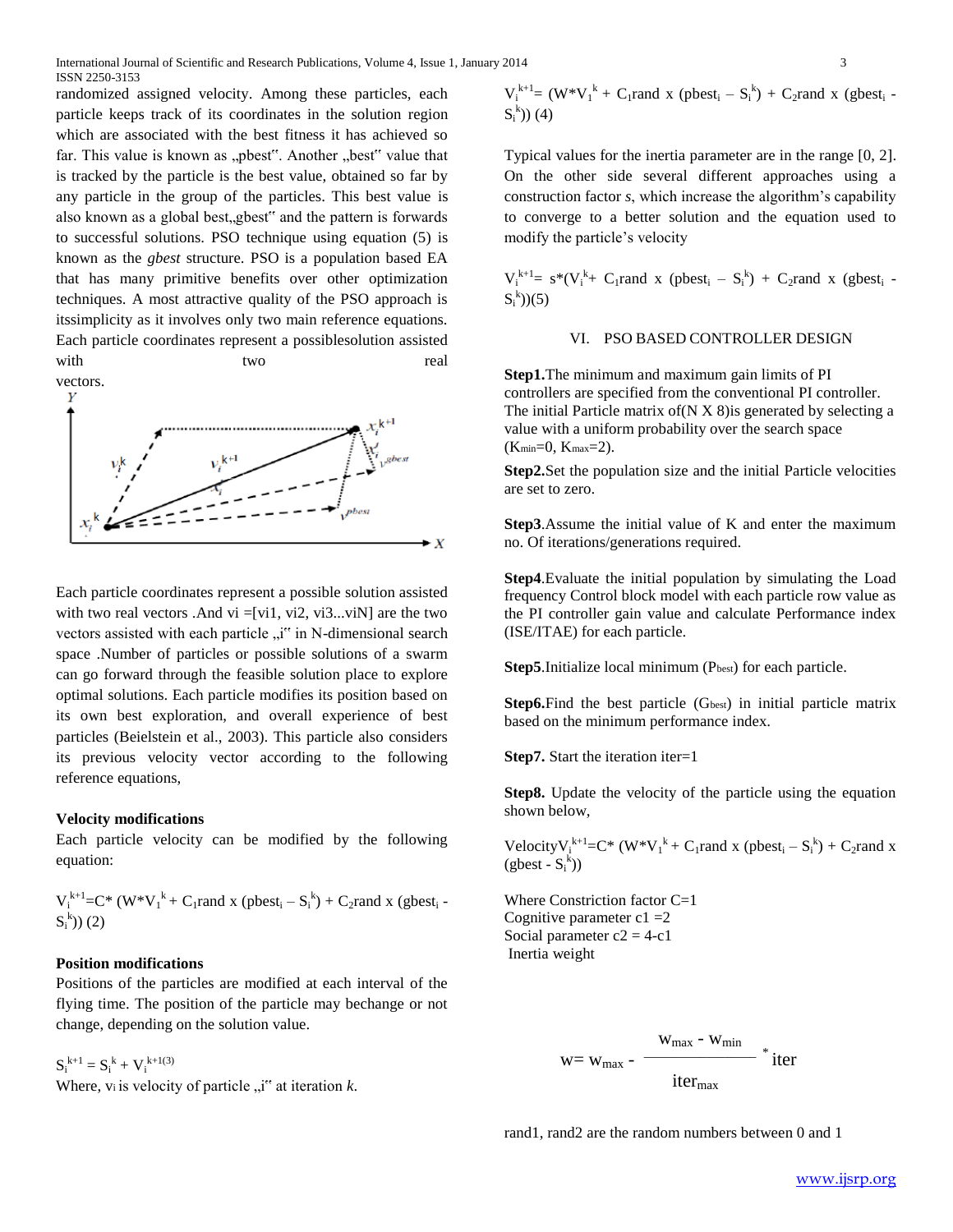randomized assigned velocity. Among these particles, each particle keeps track of its coordinates in the solution region which are associated with the best fitness it has achieved so far. This value is known as „pbest". Another „best" value that is tracked by the particle is the best value, obtained so far by any particle in the group of the particles. This best value is also known as a global best,„gbest" and the pattern is forwards to successful solutions. PSO technique using equation (5) is known as the *gbest* structure. PSO is a population based EA that has many primitive benefits over other optimization techniques. A most attractive quality of the PSO approach is itssimplicity as it involves only two main reference equations. Each particle coordinates represent a possiblesolution assisted with two real vectors.

Each particle coordinates represent a possible solution assisted with two real vectors .And vi =[vi1, vi2, vi3...viN] are the two vectors assisted with each particle „i" in N-dimensional search space .Number of particles or possible solutions of a swarm can go forward through the feasible solution place to explore optimal solutions. Each particle modifies its position based on its own best exploration, and overall experience of best particles (Beielstein et al., 2003). This particle also considers its previous velocity vector according to the following reference equations,

**Velocity modifications**

Each particle velocity can be modified by the following equation:

$V_i^{k+1}=C^*(W^*V_1^k + C_1 rand \times (pbest_i - S_i^k) + C_2 rand \times (gbest_i - S_i^k))$ (2)

**Position modifications**

Positions of the particles are modified at each interval of the flying time. The position of the particle may bechange or not change, depending on the solution value.

$S_i^{k+1} = S_i^k + V_i^{k+1}$ (3)

Where, $v_i$ is velocity of particle „i" at iteration *k*.

$V_i^{k+1}= (W^*V_1^k + C_1 rand \times (pbest_i - S_i^k) + C_2 rand \times (gbest_i - S_i^k))$ (4)

Typical values for the inertia parameter are in the range [0, 2]. On the other side several different approaches using a construction factor *s*, which increase the algorithm's capability to converge to a better solution and the equation used to modify the particle's velocity

$V_i^{k+1}= s^*(V_i^k + C_1 rand \times (pbest_i - S_i^k) + C_2 rand \times (gbest_i - S_i^k))$(5)

## VI. PSO BASED CONTROLLER DESIGN

**Step1.**The minimum and maximum gain limits of PI controllers are specified from the conventional PI controller. The initial Particle matrix of(N X 8)is generated by selecting a value with a uniform probability over the search space ($K_{min}=0$, $K_{max}=2$).

**Step2.**Set the population size and the initial Particle velocities are set to zero.

**Step3**.Assume the initial value of K and enter the maximum no. Of iterations/generations required.

**Step4**.Evaluate the initial population by simulating the Load frequency Control block model with each particle row value as the PI controller gain value and calculate Performance index (ISE/ITAE) for each particle.

**Step5**.Initialize local minimum ($P_{best}$) for each particle.

**Step6.**Find the best particle ($G_{best}$) in initial particle matrix based on the minimum performance index.

**Step7.** Start the iteration iter=1

**Step8.** Update the velocity of the particle using the equation shown below,

Velocity$V_i^{k+1}=C^*(W^*V_1^k + C_1 rand \times (pbest_i - S_i^k) + C_2 rand \times (gbest - S_i^k))$

Where Constriction factor C=1
Cognitive parameter c1 =2
Social parameter c2 = 4-c1
Inertia weight

$$w = w_{max} - \frac{w_{max} - w_{min}}{iter_{max}} * iter$$

rand1, rand2 are the random numbers between 0 and 1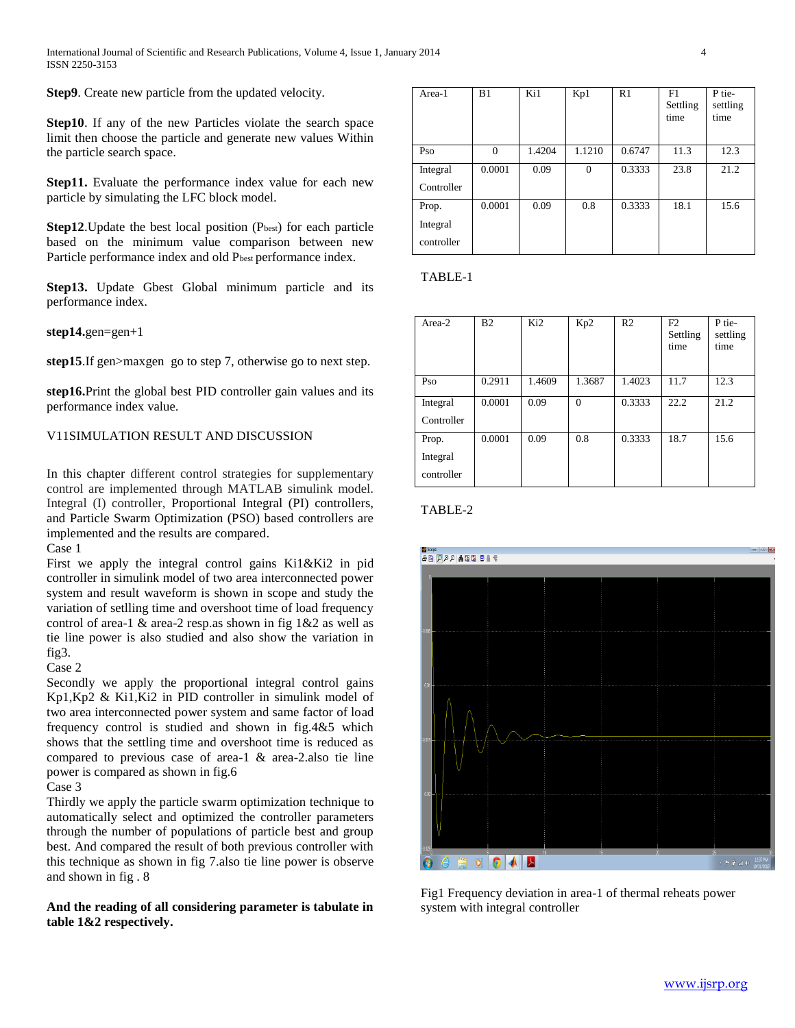**Step9**. Create new particle from the updated velocity.

**Step10**. If any of the new Particles violate the search space limit then choose the particle and generate new values Within the particle search space.

**Step11.** Evaluate the performance index value for each new particle by simulating the LFC block model.

**Step12**.Update the best local position ($P_{best}$) for each particle based on the minimum value comparison between new Particle performance index and old $P_{best}$ performance index.

**Step13.** Update Gbest Global minimum particle and its performance index.

**step14.**gen=gen+1

**step15**.If gen>maxgen go to step 7, otherwise go to next step.

**step16.**Print the global best PID controller gain values and its performance index value.

## V11SIMULATION RESULT AND DISCUSSION

In this chapter different control strategies for supplementary control are implemented through MATLAB simulink model. Integral (I) controller, Proportional Integral (PI) controllers, and Particle Swarm Optimization (PSO) based controllers are implemented and the results are compared.

Case 1

First we apply the integral control gains Ki1&Ki2 in pid controller in simulink model of two area interconnected power system and result waveform is shown in scope and study the variation of setlling time and overshoot time of load frequency control of area-1 & area-2 resp.as shown in fig 1&2 as well as tie line power is also studied and also show the variation in fig3.

Case 2

Secondly we apply the proportional integral control gains Kp1,Kp2 & Ki1,Ki2 in PID controller in simulink model of two area interconnected power system and same factor of load frequency control is studied and shown in fig.4&5 which shows that the settling time and overshoot time is reduced as compared to previous case of area-1 & area-2.also tie line power is compared as shown in fig.6

Case 3

Thirdly we apply the particle swarm optimization technique to automatically select and optimized the controller parameters through the number of populations of particle best and group best. And compared the result of both previous controller with this technique as shown in fig 7.also tie line power is observe and shown in fig . 8

**And the reading of all considering parameter is tabulate in table 1&2 respectively.**

| Area-1 | B1 | Ki1 | Kp1 | R1 | F1 Settling time | P tie-settling time |
|---|---|---|---|---|---|---|
| Pso | 0 | 1.4204 | 1.1210 | 0.6747 | 11.3 | 12.3 |
| Integral Controller | 0.0001 | 0.09 | 0 | 0.3333 | 23.8 | 21.2 |
| Prop. Integral controller | 0.0001 | 0.09 | 0.8 | 0.3333 | 18.1 | 15.6 |

TABLE-1

| Area-2 | B2 | Ki2 | Kp2 | R2 | F2 Settling time | P tie-settling time |
|---|---|---|---|---|---|---|
| Pso | 0.2911 | 1.4609 | 1.3687 | 1.4023 | 11.7 | 12.3 |
| Integral Controller | 0.0001 | 0.09 | 0 | 0.3333 | 22.2 | 21.2 |
| Prop. Integral controller | 0.0001 | 0.09 | 0.8 | 0.3333 | 18.7 | 15.6 |

TABLE-2

Fig1 Frequency deviation in area-1 of thermal reheats power system with integral controller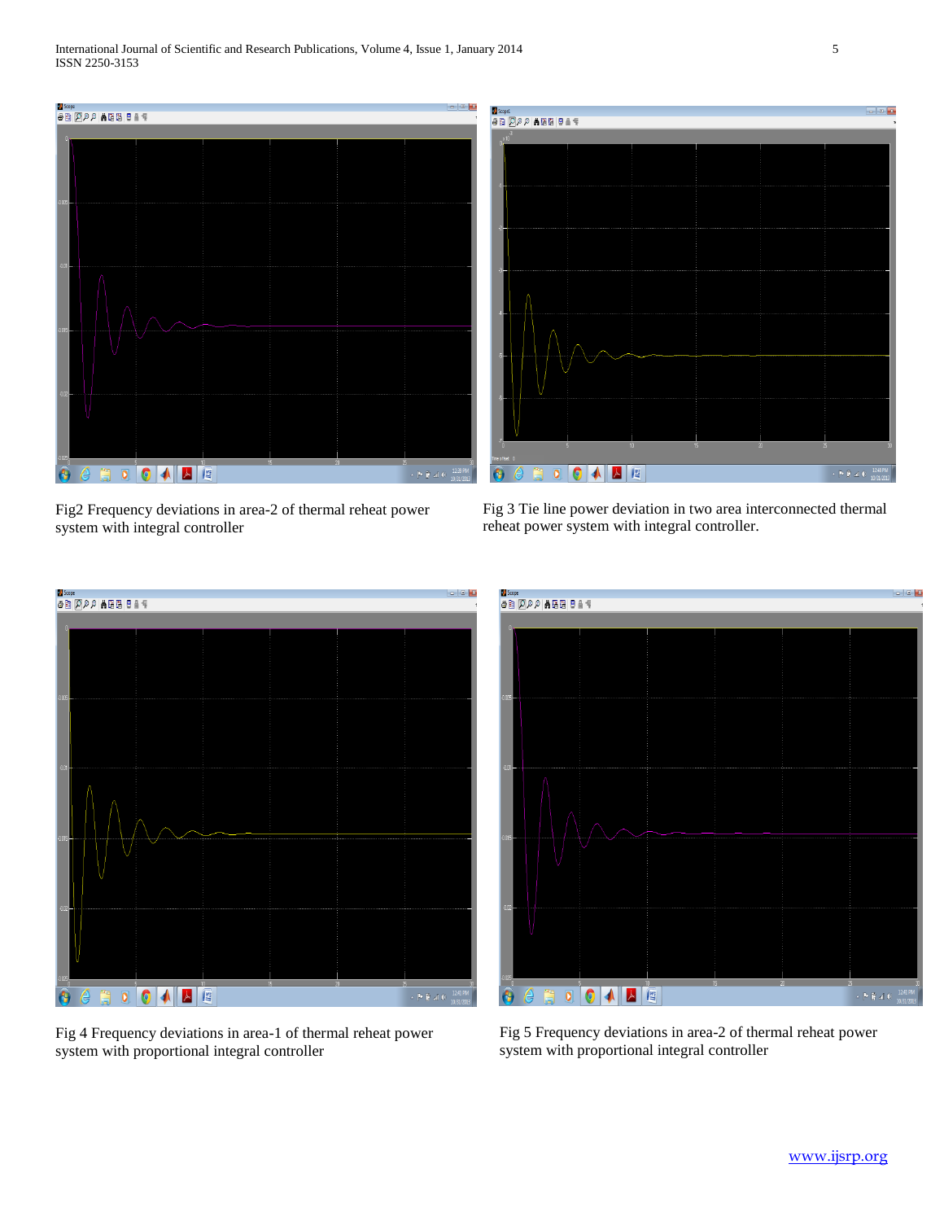Fig2 Frequency deviations in area-2 of thermal reheat power system with integral controller

Fig 3 Tie line power deviation in two area interconnected thermal reheat power system with integral controller.

Fig 4 Frequency deviations in area-1 of thermal reheat power system with proportional integral controller

Fig 5 Frequency deviations in area-2 of thermal reheat power system with proportional integral controller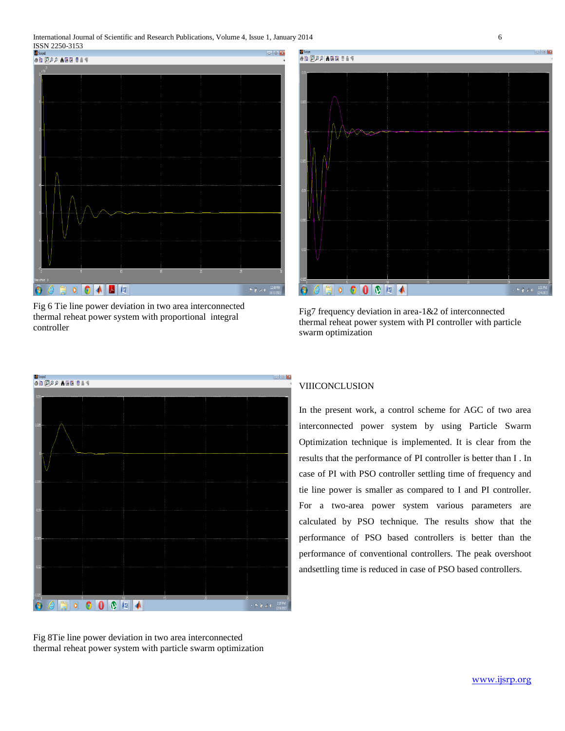Fig 6 Tie line power deviation in two area interconnected thermal reheat power system with proportional integral controller

Fig7 frequency deviation in area-1&2 of interconnected thermal reheat power system with PI controller with particle swarm optimization

Fig 8Tie line power deviation in two area interconnected thermal reheat power system with particle swarm optimization

## VIIICONCLUSION

In the present work, a control scheme for AGC of two area interconnected power system by using Particle Swarm Optimization technique is implemented. It is clear from the results that the performance of PI controller is better than I . In case of PI with PSO controller settling time of frequency and tie line power is smaller as compared to I and PI controller. For a two-area power system various parameters are calculated by PSO technique. The results show that the performance of PSO based controllers is better than the performance of conventional controllers. The peak overshoot andsettling time is reduced in case of PSO based controllers.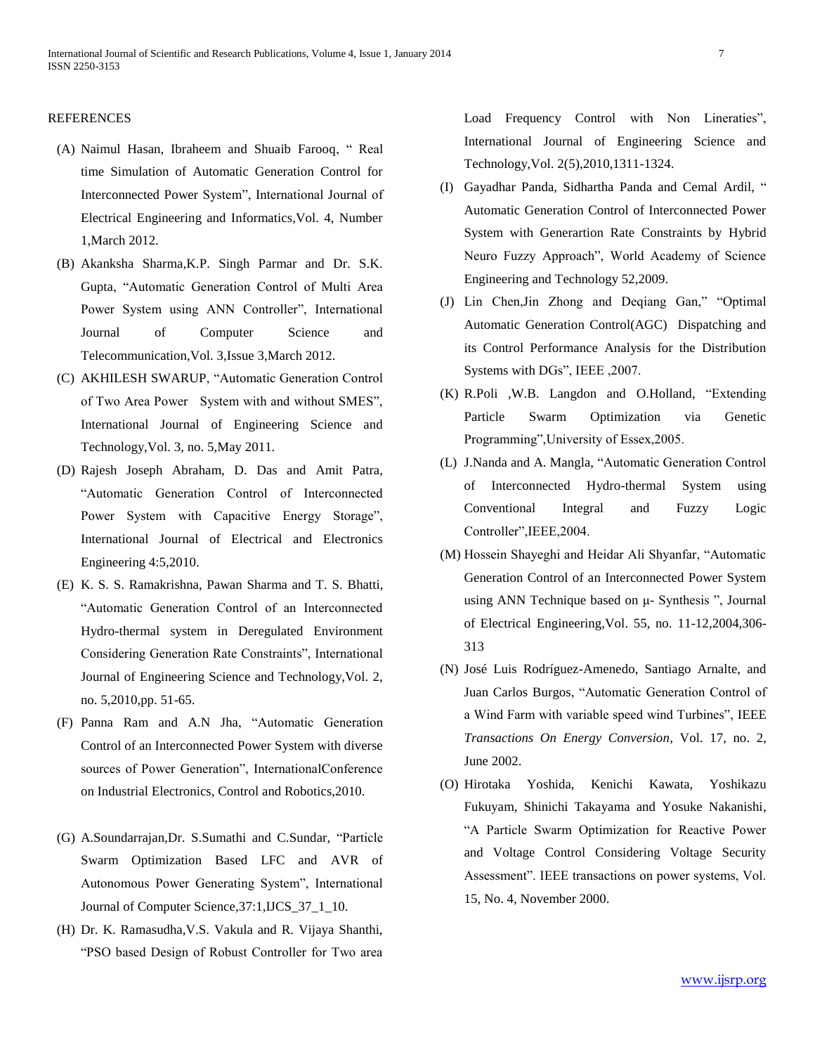REFERENCES

(A) Naimul Hasan, Ibraheem and Shuaib Farooq, " Real time Simulation of Automatic Generation Control for Interconnected Power System", International Journal of Electrical Engineering and Informatics,Vol. 4, Number 1,March 2012.

(B) Akanksha Sharma,K.P. Singh Parmar and Dr. S.K. Gupta, "Automatic Generation Control of Multi Area Power System using ANN Controller", International Journal of Computer Science and Telecommunication,Vol. 3,Issue 3,March 2012.

(C) AKHILESH SWARUP, "Automatic Generation Control of Two Area Power System with and without SMES", International Journal of Engineering Science and Technology,Vol. 3, no. 5,May 2011.

(D) Rajesh Joseph Abraham, D. Das and Amit Patra, "Automatic Generation Control of Interconnected Power System with Capacitive Energy Storage", International Journal of Electrical and Electronics Engineering 4:5,2010.

(E) K. S. S. Ramakrishna, Pawan Sharma and T. S. Bhatti, "Automatic Generation Control of an Interconnected Hydro-thermal system in Deregulated Environment Considering Generation Rate Constraints", International Journal of Engineering Science and Technology,Vol. 2, no. 5,2010,pp. 51-65.

(F) Panna Ram and A.N Jha, "Automatic Generation Control of an Interconnected Power System with diverse sources of Power Generation", InternationalConference on Industrial Electronics, Control and Robotics,2010.

(G) A.Soundarrajan,Dr. S.Sumathi and C.Sundar, "Particle Swarm Optimization Based LFC and AVR of Autonomous Power Generating System", International Journal of Computer Science,37:1,IJCS_37_1_10.

(H) Dr. K. Ramasudha,V.S. Vakula and R. Vijaya Shanthi, "PSO based Design of Robust Controller for Two area Load Frequency Control with Non Lineraties", International Journal of Engineering Science and Technology,Vol. 2(5),2010,1311-1324.

(I) Gayadhar Panda, Sidhartha Panda and Cemal Ardil, " Automatic Generation Control of Interconnected Power System with Generartion Rate Constraints by Hybrid Neuro Fuzzy Approach", World Academy of Science Engineering and Technology 52,2009.

(J) Lin Chen,Jin Zhong and Deqiang Gan," "Optimal Automatic Generation Control(AGC) Dispatching and its Control Performance Analysis for the Distribution Systems with DGs", IEEE ,2007.

(K) R.Poli ,W.B. Langdon and O.Holland, "Extending Particle Swarm Optimization via Genetic Programming",University of Essex,2005.

(L) J.Nanda and A. Mangla, "Automatic Generation Control of Interconnected Hydro-thermal System using Conventional Integral and Fuzzy Logic Controller",IEEE,2004.

(M) Hossein Shayeghi and Heidar Ali Shyanfar, "Automatic Generation Control of an Interconnected Power System using ANN Technique based on μ- Synthesis ", Journal of Electrical Engineering,Vol. 55, no. 11-12,2004,306-313

(N) José Luis Rodríguez-Amenedo, Santiago Arnalte, and Juan Carlos Burgos, "Automatic Generation Control of a Wind Farm with variable speed wind Turbines", IEEE *Transactions On Energy Conversion*, Vol. 17, no. 2, June 2002.

(O) Hirotaka Yoshida, Kenichi Kawata, Yoshikazu Fukuyam, Shinichi Takayama and Yosuke Nakanishi, "A Particle Swarm Optimization for Reactive Power and Voltage Control Considering Voltage Security Assessment". IEEE transactions on power systems, Vol. 15, No. 4, November 2000.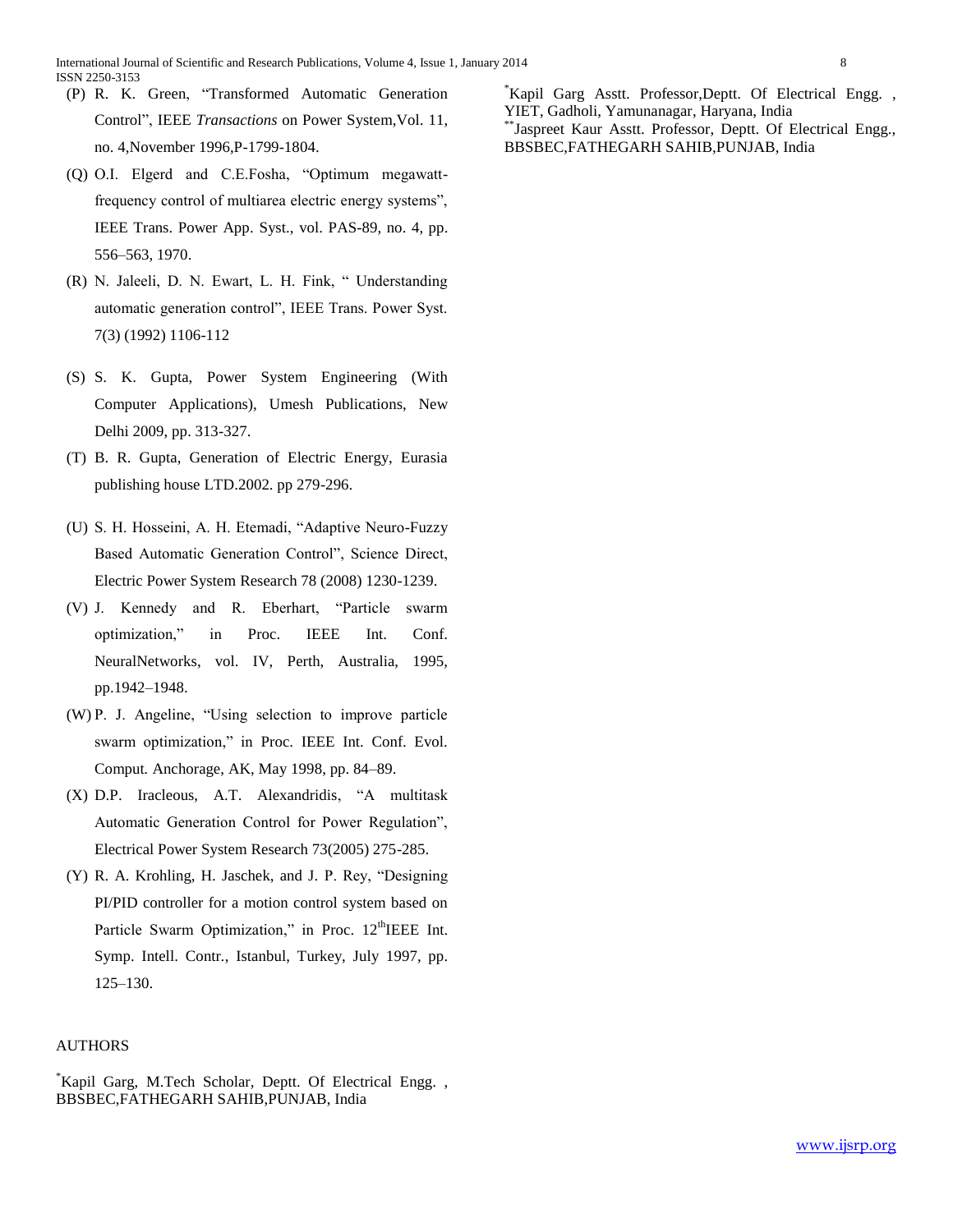(P) R. K. Green, "Transformed Automatic Generation Control", IEEE *Transactions* on Power System,Vol. 11, no. 4,November 1996,P-1799-1804.

(Q) O.I. Elgerd and C.E.Fosha, "Optimum megawatt-frequency control of multiarea electric energy systems", IEEE Trans. Power App. Syst., vol. PAS-89, no. 4, pp. 556–563, 1970.

(R) N. Jaleeli, D. N. Ewart, L. H. Fink, " Understanding automatic generation control", IEEE Trans. Power Syst. 7(3) (1992) 1106-112

(S) S. K. Gupta, Power System Engineering (With Computer Applications), Umesh Publications, New Delhi 2009, pp. 313-327.

(T) B. R. Gupta, Generation of Electric Energy, Eurasia publishing house LTD.2002. pp 279-296.

(U) S. H. Hosseini, A. H. Etemadi, "Adaptive Neuro-Fuzzy Based Automatic Generation Control", Science Direct, Electric Power System Research 78 (2008) 1230-1239.

(V) J. Kennedy and R. Eberhart, "Particle swarm optimization," in Proc. IEEE Int. Conf. NeuralNetworks, vol. IV, Perth, Australia, 1995, pp.1942–1948.

(W) P. J. Angeline, "Using selection to improve particle swarm optimization," in Proc. IEEE Int. Conf. Evol. Comput. Anchorage, AK, May 1998, pp. 84–89.

(X) D.P. Iracleous, A.T. Alexandridis, "A multitask Automatic Generation Control for Power Regulation", Electrical Power System Research 73(2005) 275-285.

(Y) R. A. Krohling, H. Jaschek, and J. P. Rey, "Designing PI/PID controller for a motion control system based on Particle Swarm Optimization," in Proc. 12th IEEE Int. Symp. Intell. Contr., Istanbul, Turkey, July 1997, pp. 125–130.

AUTHORS

*Kapil Garg, M.Tech Scholar, Deptt. Of Electrical Engg. , BBSBEC,FATHEGARH SAHIB,PUNJAB, India

*Kapil Garg Asstt. Professor,Deptt. Of Electrical Engg. , YIET, Gadholi, Yamunanagar, Haryana, India

**Jaspreet Kaur Asstt. Professor, Deptt. Of Electrical Engg., BBSBEC,FATHEGARH SAHIB,PUNJAB, India